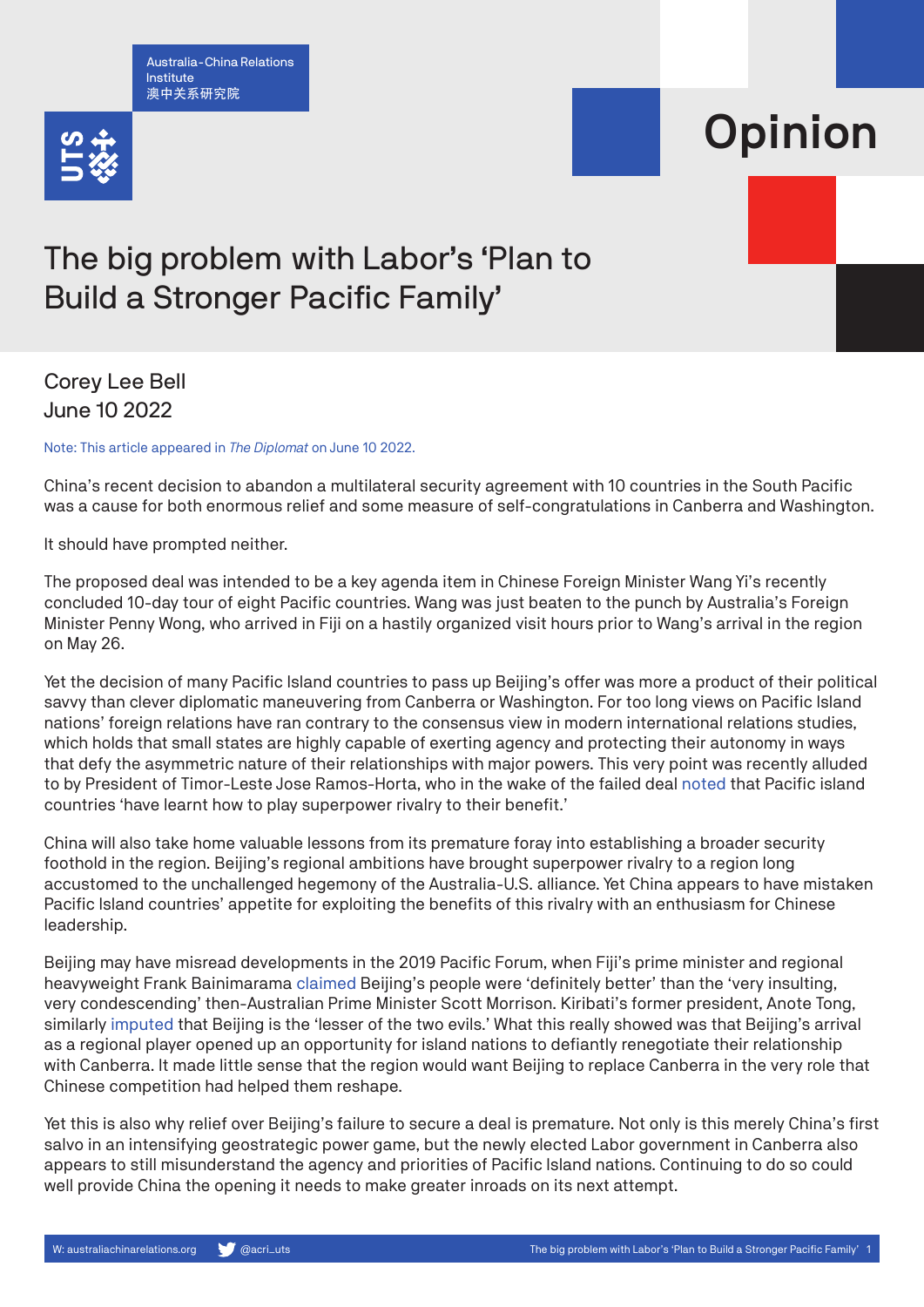Australia-China Relations Institute
澳中关系研究院

# Opinion

# The big problem with Labor's 'Plan to Build a Stronger Pacific Family'

Corey Lee Bell
June 10 2022

Note: This article appeared in *The Diplomat* on June 10 2022.

China's recent decision to abandon a multilateral security agreement with 10 countries in the South Pacific was a cause for both enormous relief and some measure of self-congratulations in Canberra and Washington.

It should have prompted neither.

The proposed deal was intended to be a key agenda item in Chinese Foreign Minister Wang Yi's recently concluded 10-day tour of eight Pacific countries. Wang was just beaten to the punch by Australia's Foreign Minister Penny Wong, who arrived in Fiji on a hastily organized visit hours prior to Wang's arrival in the region on May 26.

Yet the decision of many Pacific Island countries to pass up Beijing's offer was more a product of their political savvy than clever diplomatic maneuvering from Canberra or Washington. For too long views on Pacific Island nations' foreign relations have ran contrary to the consensus view in modern international relations studies, which holds that small states are highly capable of exerting agency and protecting their autonomy in ways that defy the asymmetric nature of their relationships with major powers. This very point was recently alluded to by President of Timor-Leste Jose Ramos-Horta, who in the wake of the failed deal noted that Pacific island countries 'have learnt how to play superpower rivalry to their benefit.'

China will also take home valuable lessons from its premature foray into establishing a broader security foothold in the region. Beijing's regional ambitions have brought superpower rivalry to a region long accustomed to the unchallenged hegemony of the Australia-U.S. alliance. Yet China appears to have mistaken Pacific Island countries' appetite for exploiting the benefits of this rivalry with an enthusiasm for Chinese leadership.

Beijing may have misread developments in the 2019 Pacific Forum, when Fiji's prime minister and regional heavyweight Frank Bainimarama claimed Beijing's people were 'definitely better' than the 'very insulting, very condescending' then-Australian Prime Minister Scott Morrison. Kiribati's former president, Anote Tong, similarly imputed that Beijing is the 'lesser of the two evils.' What this really showed was that Beijing's arrival as a regional player opened up an opportunity for island nations to defiantly renegotiate their relationship with Canberra. It made little sense that the region would want Beijing to replace Canberra in the very role that Chinese competition had helped them reshape.

Yet this is also why relief over Beijing's failure to secure a deal is premature. Not only is this merely China's first salvo in an intensifying geostrategic power game, but the newly elected Labor government in Canberra also appears to still misunderstand the agency and priorities of Pacific Island nations. Continuing to do so could well provide China the opening it needs to make greater inroads on its next attempt.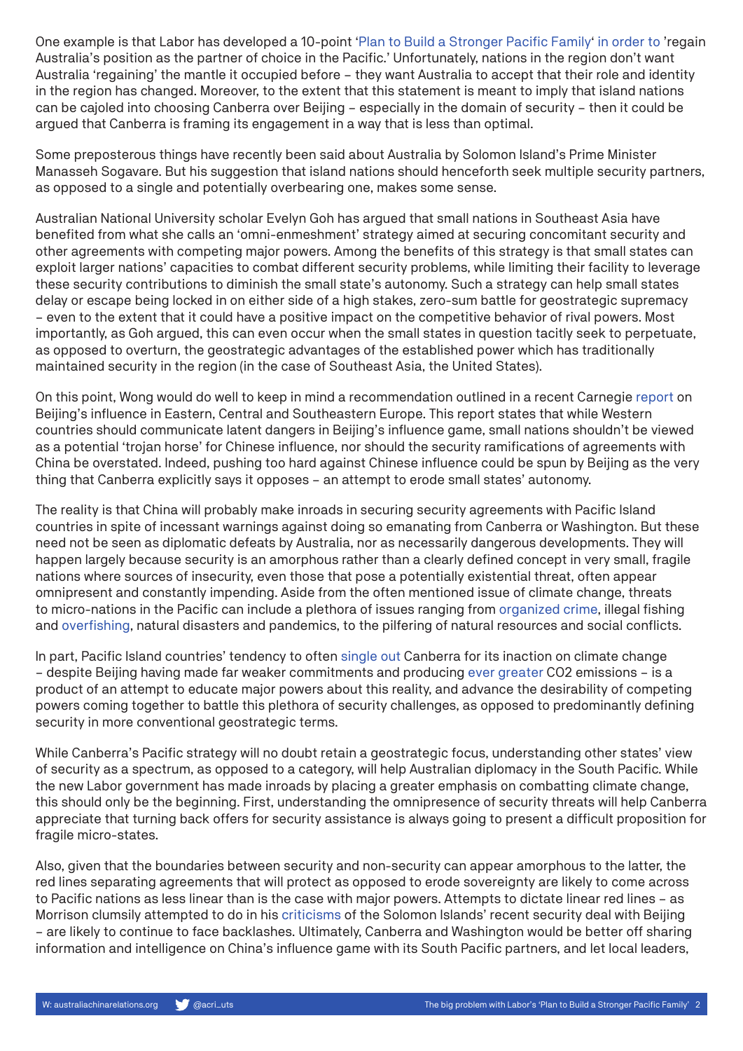One example is that Labor has developed a 10-point 'Plan to Build a Stronger Pacific Family' in order to 'regain Australia's position as the partner of choice in the Pacific.' Unfortunately, nations in the region don't want Australia 'regaining' the mantle it occupied before – they want Australia to accept that their role and identity in the region has changed. Moreover, to the extent that this statement is meant to imply that island nations can be cajoled into choosing Canberra over Beijing – especially in the domain of security – then it could be argued that Canberra is framing its engagement in a way that is less than optimal.

Some preposterous things have recently been said about Australia by Solomon Island's Prime Minister Manasseh Sogavare. But his suggestion that island nations should henceforth seek multiple security partners, as opposed to a single and potentially overbearing one, makes some sense.

Australian National University scholar Evelyn Goh has argued that small nations in Southeast Asia have benefited from what she calls an 'omni-enmeshment' strategy aimed at securing concomitant security and other agreements with competing major powers. Among the benefits of this strategy is that small states can exploit larger nations' capacities to combat different security problems, while limiting their facility to leverage these security contributions to diminish the small state's autonomy. Such a strategy can help small states delay or escape being locked in on either side of a high stakes, zero-sum battle for geostrategic supremacy – even to the extent that it could have a positive impact on the competitive behavior of rival powers. Most importantly, as Goh argued, this can even occur when the small states in question tacitly seek to perpetuate, as opposed to overturn, the geostrategic advantages of the established power which has traditionally maintained security in the region (in the case of Southeast Asia, the United States).

On this point, Wong would do well to keep in mind a recommendation outlined in a recent Carnegie report on Beijing's influence in Eastern, Central and Southeastern Europe. This report states that while Western countries should communicate latent dangers in Beijing's influence game, small nations shouldn't be viewed as a potential 'trojan horse' for Chinese influence, nor should the security ramifications of agreements with China be overstated. Indeed, pushing too hard against Chinese influence could be spun by Beijing as the very thing that Canberra explicitly says it opposes – an attempt to erode small states' autonomy.

The reality is that China will probably make inroads in securing security agreements with Pacific Island countries in spite of incessant warnings against doing so emanating from Canberra or Washington. But these need not be seen as diplomatic defeats by Australia, nor as necessarily dangerous developments. They will happen largely because security is an amorphous rather than a clearly defined concept in very small, fragile nations where sources of insecurity, even those that pose a potentially existential threat, often appear omnipresent and constantly impending. Aside from the often mentioned issue of climate change, threats to micro-nations in the Pacific can include a plethora of issues ranging from organized crime, illegal fishing and overfishing, natural disasters and pandemics, to the pilfering of natural resources and social conflicts.

In part, Pacific Island countries' tendency to often single out Canberra for its inaction on climate change – despite Beijing having made far weaker commitments and producing ever greater $CO_2$ emissions – is a product of an attempt to educate major powers about this reality, and advance the desirability of competing powers coming together to battle this plethora of security challenges, as opposed to predominantly defining security in more conventional geostrategic terms.

While Canberra's Pacific strategy will no doubt retain a geostrategic focus, understanding other states' view of security as a spectrum, as opposed to a category, will help Australian diplomacy in the South Pacific. While the new Labor government has made inroads by placing a greater emphasis on combatting climate change, this should only be the beginning. First, understanding the omnipresence of security threats will help Canberra appreciate that turning back offers for security assistance is always going to present a difficult proposition for fragile micro-states.

Also, given that the boundaries between security and non-security can appear amorphous to the latter, the red lines separating agreements that will protect as opposed to erode sovereignty are likely to come across to Pacific nations as less linear than is the case with major powers. Attempts to dictate linear red lines – as Morrison clumsily attempted to do in his criticisms of the Solomon Islands' recent security deal with Beijing – are likely to continue to face backlashes. Ultimately, Canberra and Washington would be better off sharing information and intelligence on China's influence game with its South Pacific partners, and let local leaders,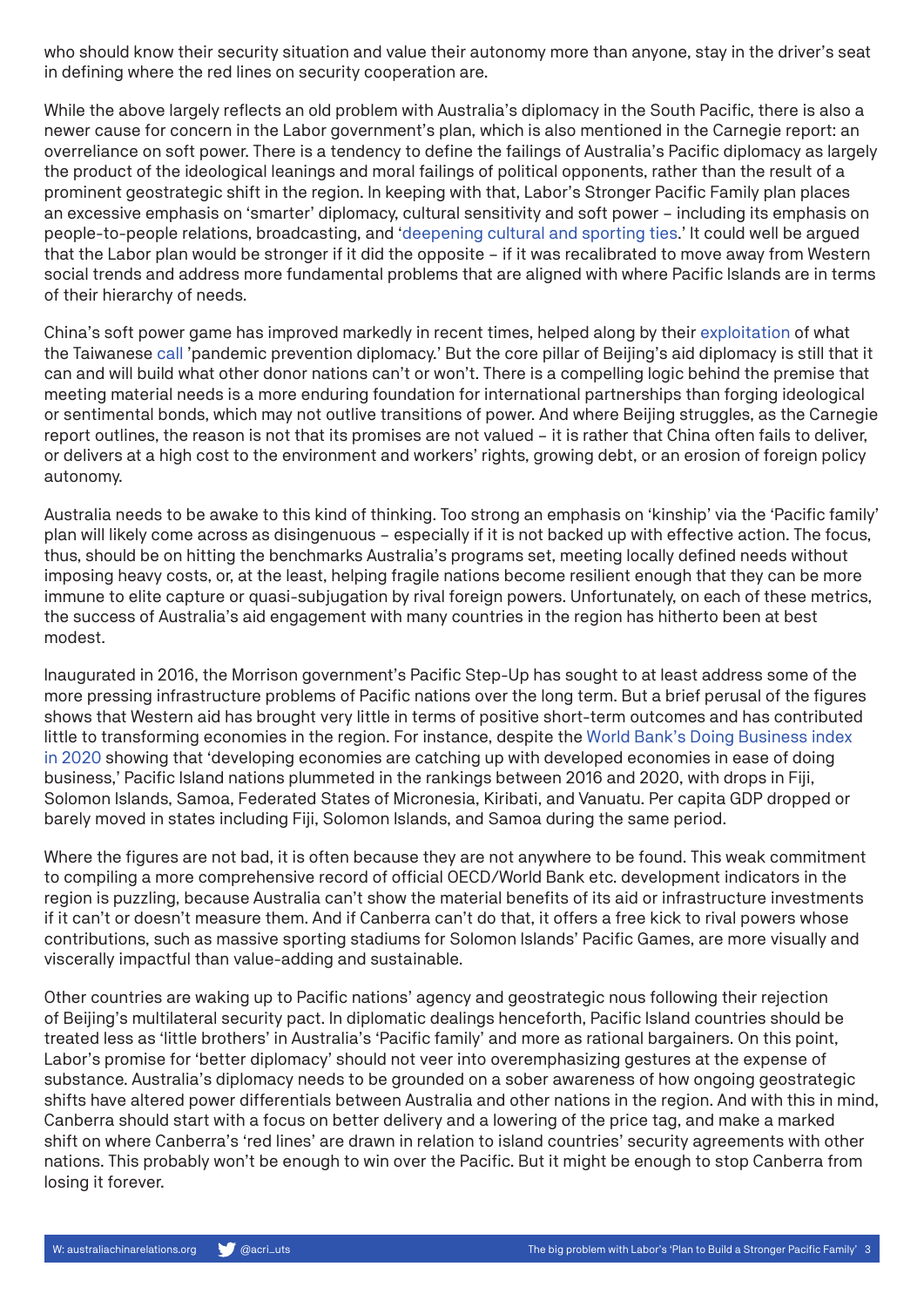who should know their security situation and value their autonomy more than anyone, stay in the driver's seat in defining where the red lines on security cooperation are.

While the above largely reflects an old problem with Australia's diplomacy in the South Pacific, there is also a newer cause for concern in the Labor government's plan, which is also mentioned in the Carnegie report: an overreliance on soft power. There is a tendency to define the failings of Australia's Pacific diplomacy as largely the product of the ideological leanings and moral failings of political opponents, rather than the result of a prominent geostrategic shift in the region. In keeping with that, Labor's Stronger Pacific Family plan places an excessive emphasis on 'smarter' diplomacy, cultural sensitivity and soft power – including its emphasis on people-to-people relations, broadcasting, and 'deepening cultural and sporting ties.' It could well be argued that the Labor plan would be stronger if it did the opposite – if it was recalibrated to move away from Western social trends and address more fundamental problems that are aligned with where Pacific Islands are in terms of their hierarchy of needs.

China's soft power game has improved markedly in recent times, helped along by their exploitation of what the Taiwanese call 'pandemic prevention diplomacy.' But the core pillar of Beijing's aid diplomacy is still that it can and will build what other donor nations can't or won't. There is a compelling logic behind the premise that meeting material needs is a more enduring foundation for international partnerships than forging ideological or sentimental bonds, which may not outlive transitions of power. And where Beijing struggles, as the Carnegie report outlines, the reason is not that its promises are not valued – it is rather that China often fails to deliver, or delivers at a high cost to the environment and workers' rights, growing debt, or an erosion of foreign policy autonomy.

Australia needs to be awake to this kind of thinking. Too strong an emphasis on 'kinship' via the 'Pacific family' plan will likely come across as disingenuous – especially if it is not backed up with effective action. The focus, thus, should be on hitting the benchmarks Australia's programs set, meeting locally defined needs without imposing heavy costs, or, at the least, helping fragile nations become resilient enough that they can be more immune to elite capture or quasi-subjugation by rival foreign powers. Unfortunately, on each of these metrics, the success of Australia's aid engagement with many countries in the region has hitherto been at best modest.

Inaugurated in 2016, the Morrison government's Pacific Step-Up has sought to at least address some of the more pressing infrastructure problems of Pacific nations over the long term. But a brief perusal of the figures shows that Western aid has brought very little in terms of positive short-term outcomes and has contributed little to transforming economies in the region. For instance, despite the World Bank's Doing Business index in 2020 showing that 'developing economies are catching up with developed economies in ease of doing business,' Pacific Island nations plummeted in the rankings between 2016 and 2020, with drops in Fiji, Solomon Islands, Samoa, Federated States of Micronesia, Kiribati, and Vanuatu. Per capita GDP dropped or barely moved in states including Fiji, Solomon Islands, and Samoa during the same period.

Where the figures are not bad, it is often because they are not anywhere to be found. This weak commitment to compiling a more comprehensive record of official OECD/World Bank etc. development indicators in the region is puzzling, because Australia can't show the material benefits of its aid or infrastructure investments if it can't or doesn't measure them. And if Canberra can't do that, it offers a free kick to rival powers whose contributions, such as massive sporting stadiums for Solomon Islands' Pacific Games, are more visually and viscerally impactful than value-adding and sustainable.

Other countries are waking up to Pacific nations' agency and geostrategic nous following their rejection of Beijing's multilateral security pact. In diplomatic dealings henceforth, Pacific Island countries should be treated less as 'little brothers' in Australia's 'Pacific family' and more as rational bargainers. On this point, Labor's promise for 'better diplomacy' should not veer into overemphasizing gestures at the expense of substance. Australia's diplomacy needs to be grounded on a sober awareness of how ongoing geostrategic shifts have altered power differentials between Australia and other nations in the region. And with this in mind, Canberra should start with a focus on better delivery and a lowering of the price tag, and make a marked shift on where Canberra's 'red lines' are drawn in relation to island countries' security agreements with other nations. This probably won't be enough to win over the Pacific. But it might be enough to stop Canberra from losing it forever.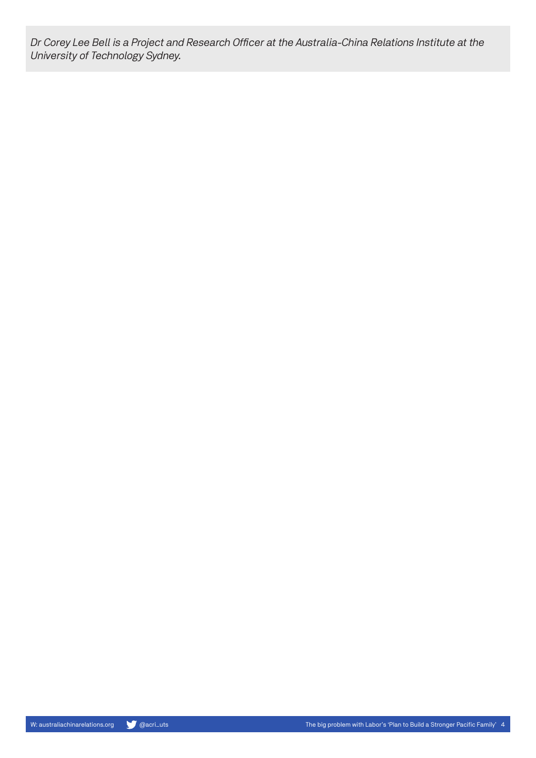*Dr Corey Lee Bell is a Project and Research Officer at the Australia-China Relations Institute at the University of Technology Sydney.*